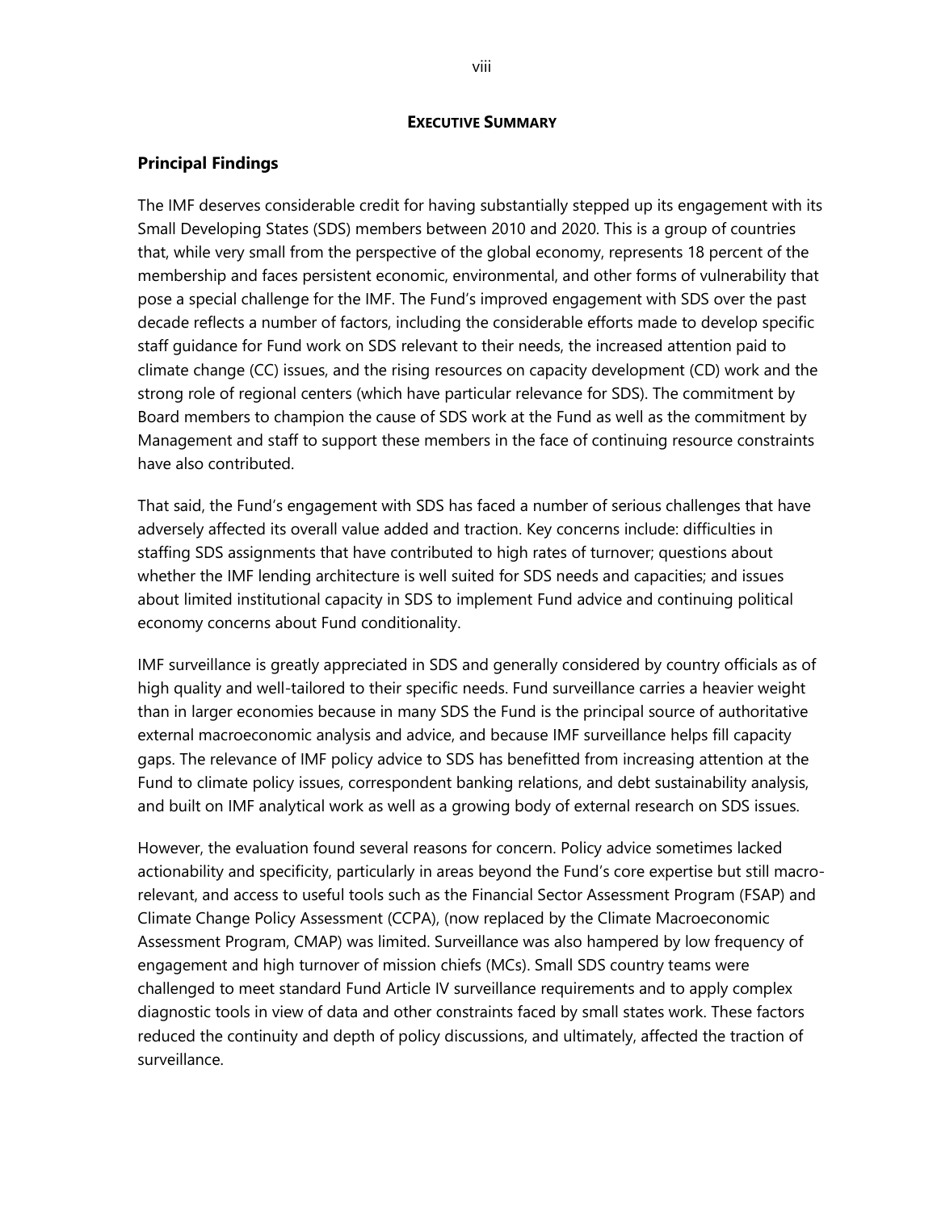# EXECUTIVE SUMMARY

## Principal Findings

The IMF deserves considerable credit for having substantially stepped up its engagement with its Small Developing States (SDS) members between 2010 and 2020. This is a group of countries that, while very small from the perspective of the global economy, represents 18 percent of the membership and faces persistent economic, environmental, and other forms of vulnerability that pose a special challenge for the IMF. The Fund's improved engagement with SDS over the past decade reflects a number of factors, including the considerable efforts made to develop specific staff guidance for Fund work on SDS relevant to their needs, the increased attention paid to climate change (CC) issues, and the rising resources on capacity development (CD) work and the strong role of regional centers (which have particular relevance for SDS). The commitment by Board members to champion the cause of SDS work at the Fund as well as the commitment by Management and staff to support these members in the face of continuing resource constraints have also contributed.

That said, the Fund's engagement with SDS has faced a number of serious challenges that have adversely affected its overall value added and traction. Key concerns include: difficulties in staffing SDS assignments that have contributed to high rates of turnover; questions about whether the IMF lending architecture is well suited for SDS needs and capacities; and issues about limited institutional capacity in SDS to implement Fund advice and continuing political economy concerns about Fund conditionality.

IMF surveillance is greatly appreciated in SDS and generally considered by country officials as of high quality and well-tailored to their specific needs. Fund surveillance carries a heavier weight than in larger economies because in many SDS the Fund is the principal source of authoritative external macroeconomic analysis and advice, and because IMF surveillance helps fill capacity gaps. The relevance of IMF policy advice to SDS has benefitted from increasing attention at the Fund to climate policy issues, correspondent banking relations, and debt sustainability analysis, and built on IMF analytical work as well as a growing body of external research on SDS issues.

However, the evaluation found several reasons for concern. Policy advice sometimes lacked actionability and specificity, particularly in areas beyond the Fund's core expertise but still macro-relevant, and access to useful tools such as the Financial Sector Assessment Program (FSAP) and Climate Change Policy Assessment (CCPA), (now replaced by the Climate Macroeconomic Assessment Program, CMAP) was limited. Surveillance was also hampered by low frequency of engagement and high turnover of mission chiefs (MCs). Small SDS country teams were challenged to meet standard Fund Article IV surveillance requirements and to apply complex diagnostic tools in view of data and other constraints faced by small states work. These factors reduced the continuity and depth of policy discussions, and ultimately, affected the traction of surveillance.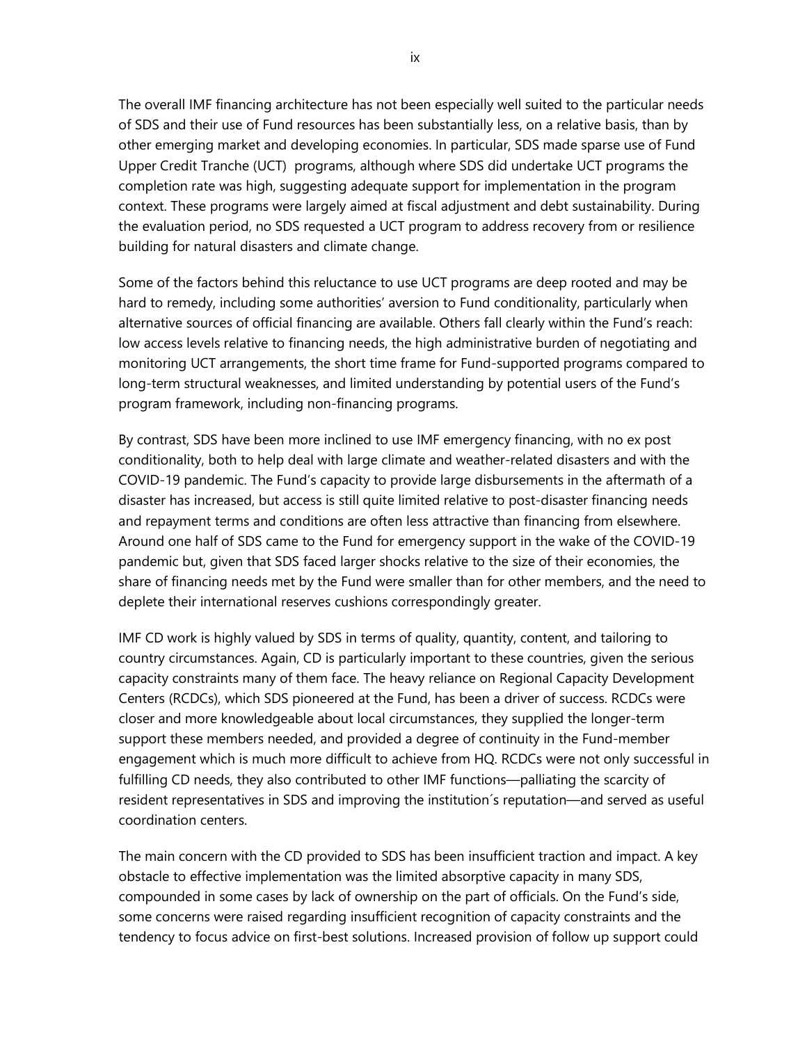The overall IMF financing architecture has not been especially well suited to the particular needs of SDS and their use of Fund resources has been substantially less, on a relative basis, than by other emerging market and developing economies. In particular, SDS made sparse use of Fund Upper Credit Tranche (UCT)  programs, although where SDS did undertake UCT programs the completion rate was high, suggesting adequate support for implementation in the program context. These programs were largely aimed at fiscal adjustment and debt sustainability. During the evaluation period, no SDS requested a UCT program to address recovery from or resilience building for natural disasters and climate change.

Some of the factors behind this reluctance to use UCT programs are deep rooted and may be hard to remedy, including some authorities' aversion to Fund conditionality, particularly when alternative sources of official financing are available. Others fall clearly within the Fund's reach: low access levels relative to financing needs, the high administrative burden of negotiating and monitoring UCT arrangements, the short time frame for Fund-supported programs compared to long-term structural weaknesses, and limited understanding by potential users of the Fund's program framework, including non-financing programs.

By contrast, SDS have been more inclined to use IMF emergency financing, with no ex post conditionality, both to help deal with large climate and weather-related disasters and with the COVID-19 pandemic. The Fund's capacity to provide large disbursements in the aftermath of a disaster has increased, but access is still quite limited relative to post-disaster financing needs and repayment terms and conditions are often less attractive than financing from elsewhere. Around one half of SDS came to the Fund for emergency support in the wake of the COVID-19 pandemic but, given that SDS faced larger shocks relative to the size of their economies, the share of financing needs met by the Fund were smaller than for other members, and the need to deplete their international reserves cushions correspondingly greater.

IMF CD work is highly valued by SDS in terms of quality, quantity, content, and tailoring to country circumstances. Again, CD is particularly important to these countries, given the serious capacity constraints many of them face. The heavy reliance on Regional Capacity Development Centers (RCDCs), which SDS pioneered at the Fund, has been a driver of success. RCDCs were closer and more knowledgeable about local circumstances, they supplied the longer-term support these members needed, and provided a degree of continuity in the Fund-member engagement which is much more difficult to achieve from HQ. RCDCs were not only successful in fulfilling CD needs, they also contributed to other IMF functions—palliating the scarcity of resident representatives in SDS and improving the institution´s reputation—and served as useful coordination centers.

The main concern with the CD provided to SDS has been insufficient traction and impact. A key obstacle to effective implementation was the limited absorptive capacity in many SDS, compounded in some cases by lack of ownership on the part of officials. On the Fund's side, some concerns were raised regarding insufficient recognition of capacity constraints and the tendency to focus advice on first-best solutions. Increased provision of follow up support could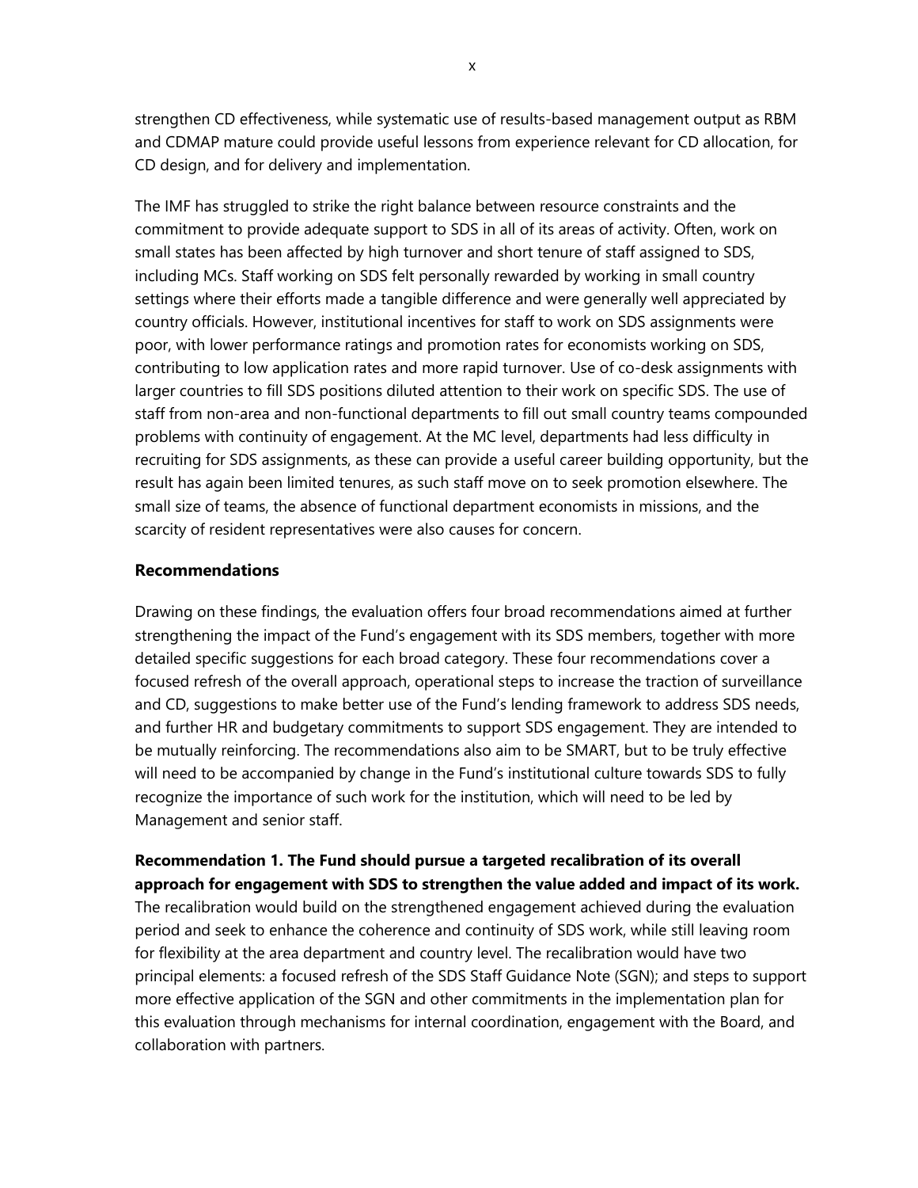strengthen CD effectiveness, while systematic use of results-based management output as RBM and CDMAP mature could provide useful lessons from experience relevant for CD allocation, for CD design, and for delivery and implementation.

The IMF has struggled to strike the right balance between resource constraints and the commitment to provide adequate support to SDS in all of its areas of activity. Often, work on small states has been affected by high turnover and short tenure of staff assigned to SDS, including MCs. Staff working on SDS felt personally rewarded by working in small country settings where their efforts made a tangible difference and were generally well appreciated by country officials. However, institutional incentives for staff to work on SDS assignments were poor, with lower performance ratings and promotion rates for economists working on SDS, contributing to low application rates and more rapid turnover. Use of co-desk assignments with larger countries to fill SDS positions diluted attention to their work on specific SDS. The use of staff from non-area and non-functional departments to fill out small country teams compounded problems with continuity of engagement. At the MC level, departments had less difficulty in recruiting for SDS assignments, as these can provide a useful career building opportunity, but the result has again been limited tenures, as such staff move on to seek promotion elsewhere. The small size of teams, the absence of functional department economists in missions, and the scarcity of resident representatives were also causes for concern.

## Recommendations

Drawing on these findings, the evaluation offers four broad recommendations aimed at further strengthening the impact of the Fund's engagement with its SDS members, together with more detailed specific suggestions for each broad category. These four recommendations cover a focused refresh of the overall approach, operational steps to increase the traction of surveillance and CD, suggestions to make better use of the Fund's lending framework to address SDS needs, and further HR and budgetary commitments to support SDS engagement. They are intended to be mutually reinforcing. The recommendations also aim to be SMART, but to be truly effective will need to be accompanied by change in the Fund's institutional culture towards SDS to fully recognize the importance of such work for the institution, which will need to be led by Management and senior staff.

**Recommendation 1. The Fund should pursue a targeted recalibration of its overall approach for engagement with SDS to strengthen the value added and impact of its work.** The recalibration would build on the strengthened engagement achieved during the evaluation period and seek to enhance the coherence and continuity of SDS work, while still leaving room for flexibility at the area department and country level. The recalibration would have two principal elements: a focused refresh of the SDS Staff Guidance Note (SGN); and steps to support more effective application of the SGN and other commitments in the implementation plan for this evaluation through mechanisms for internal coordination, engagement with the Board, and collaboration with partners.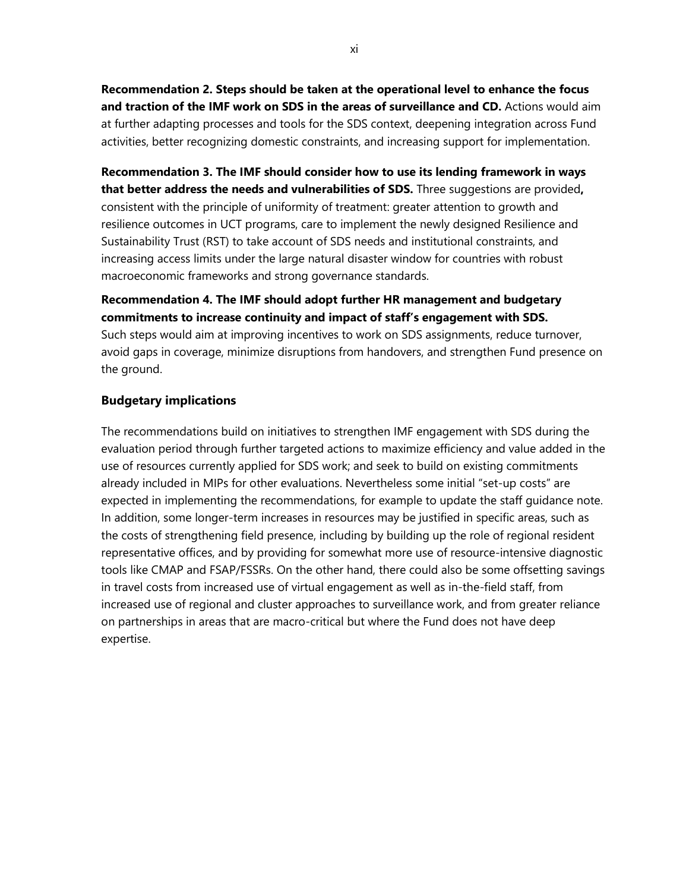**Recommendation 2. Steps should be taken at the operational level to enhance the focus and traction of the IMF work on SDS in the areas of surveillance and CD.** Actions would aim at further adapting processes and tools for the SDS context, deepening integration across Fund activities, better recognizing domestic constraints, and increasing support for implementation.

**Recommendation 3. The IMF should consider how to use its lending framework in ways that better address the needs and vulnerabilities of SDS.** Three suggestions are provided**,** consistent with the principle of uniformity of treatment: greater attention to growth and resilience outcomes in UCT programs, care to implement the newly designed Resilience and Sustainability Trust (RST) to take account of SDS needs and institutional constraints, and increasing access limits under the large natural disaster window for countries with robust macroeconomic frameworks and strong governance standards.

**Recommendation 4. The IMF should adopt further HR management and budgetary commitments to increase continuity and impact of staff's engagement with SDS.** Such steps would aim at improving incentives to work on SDS assignments, reduce turnover, avoid gaps in coverage, minimize disruptions from handovers, and strengthen Fund presence on the ground.

### Budgetary implications

The recommendations build on initiatives to strengthen IMF engagement with SDS during the evaluation period through further targeted actions to maximize efficiency and value added in the use of resources currently applied for SDS work; and seek to build on existing commitments already included in MIPs for other evaluations. Nevertheless some initial "set-up costs" are expected in implementing the recommendations, for example to update the staff guidance note. In addition, some longer-term increases in resources may be justified in specific areas, such as the costs of strengthening field presence, including by building up the role of regional resident representative offices, and by providing for somewhat more use of resource-intensive diagnostic tools like CMAP and FSAP/FSSRs. On the other hand, there could also be some offsetting savings in travel costs from increased use of virtual engagement as well as in-the-field staff, from increased use of regional and cluster approaches to surveillance work, and from greater reliance on partnerships in areas that are macro-critical but where the Fund does not have deep expertise.